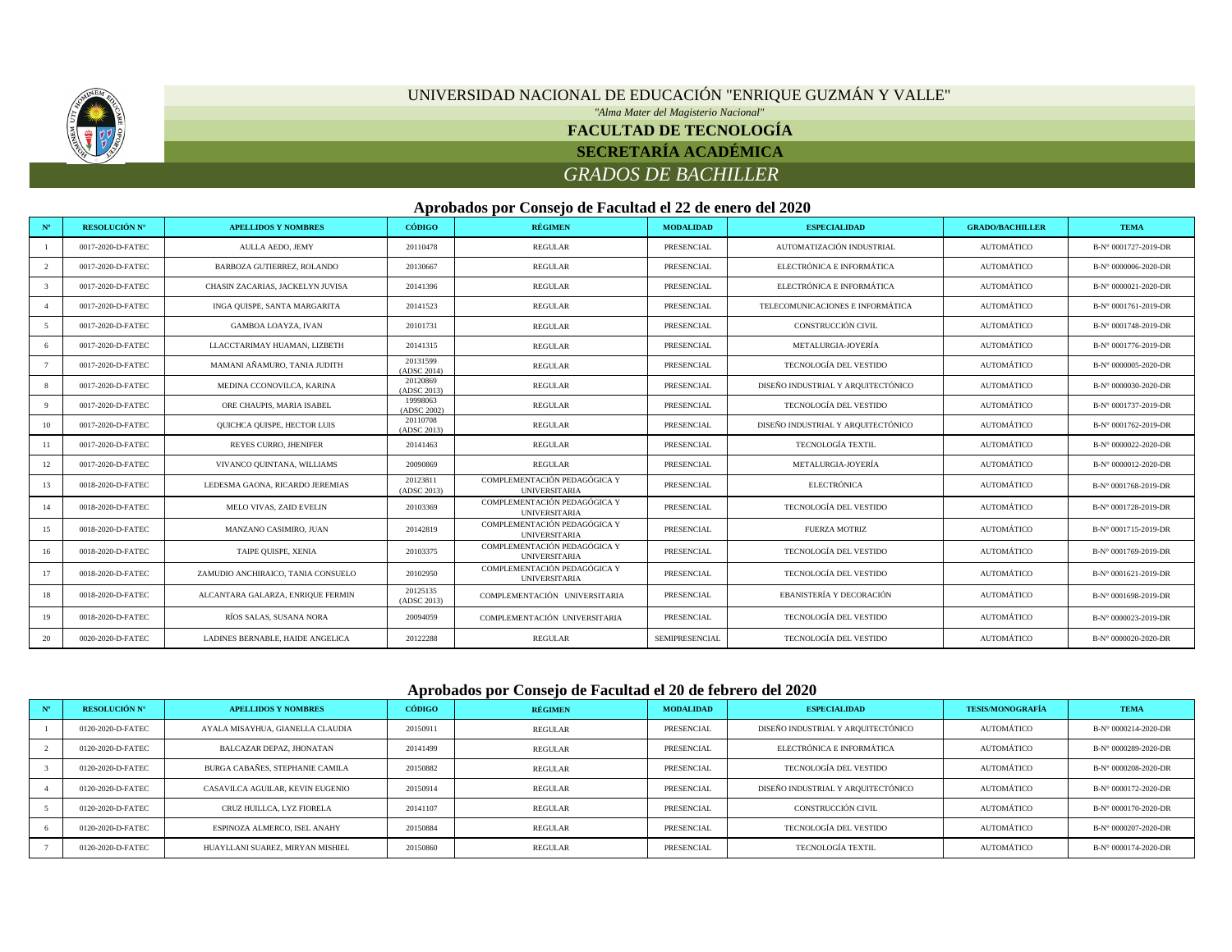# UNIVERSIDAD NACIONAL DE EDUCACIÓN "ENRIQUE GUZMÁN Y VALLE"

*"Alma Mater del Magisterio Nacional"*

## FACULTAD DE TECNOLOGÍA

## SECRETARÍA ACADÉMICA

*GRADOS DE BACHILLER*

### Aprobados por Consejo de Facultad el 22 de enero del 2020

| N° | RESOLUCIÓN N° | APELLIDOS Y NOMBRES | CÓDIGO | RÉGIMEN | MODALIDAD | ESPECIALIDAD | GRADO/BACHILLER | TEMA |
|---|---|---|---|---|---|---|---|---|
| 1 | 0017-2020-D-FATEC | AULLA AEDO, JEMY | 20110478 | REGULAR | PRESENCIAL | AUTOMATIZACIÓN INDUSTRIAL | AUTOMÁTICO | B-N° 0001727-2019-DR |
| 2 | 0017-2020-D-FATEC | BARBOZA GUTIERREZ, ROLANDO | 20130667 | REGULAR | PRESENCIAL | ELECTRÓNICA E INFORMÁTICA | AUTOMÁTICO | B-N° 0000006-2020-DR |
| 3 | 0017-2020-D-FATEC | CHASIN ZACARIAS, JACKELYN JUVISA | 20141396 | REGULAR | PRESENCIAL | ELECTRÓNICA E INFORMÁTICA | AUTOMÁTICO | B-N° 0000021-2020-DR |
| 4 | 0017-2020-D-FATEC | INGA QUISPE, SANTA MARGARITA | 20141523 | REGULAR | PRESENCIAL | TELECOMUNICACIONES E INFORMÁTICA | AUTOMÁTICO | B-N° 0001761-2019-DR |
| 5 | 0017-2020-D-FATEC | GAMBOA LOAYZA, IVAN | 20101731 | REGULAR | PRESENCIAL | CONSTRUCCIÓN CIVIL | AUTOMÁTICO | B-N° 0001748-2019-DR |
| 6 | 0017-2020-D-FATEC | LLACCTARIMAY HUAMAN, LIZBETH | 20141315 | REGULAR | PRESENCIAL | METALURGIA-JOYERÍA | AUTOMÁTICO | B-N° 0001776-2019-DR |
| 7 | 0017-2020-D-FATEC | MAMANI AÑAMURO, TANIA JUDITH | 20131599 (ADSC 2014) | REGULAR | PRESENCIAL | TECNOLOGÍA DEL VESTIDO | AUTOMÁTICO | B-N° 0000005-2020-DR |
| 8 | 0017-2020-D-FATEC | MEDINA CCONOVILCA, KARINA | 20120869 (ADSC 2013) | REGULAR | PRESENCIAL | DISEÑO INDUSTRIAL Y ARQUITECTÓNICO | AUTOMÁTICO | B-N° 0000030-2020-DR |
| 9 | 0017-2020-D-FATEC | ORE CHAUPIS, MARIA ISABEL | 19998063 (ADSC 2002) | REGULAR | PRESENCIAL | TECNOLOGÍA DEL VESTIDO | AUTOMÁTICO | B-N° 0001737-2019-DR |
| 10 | 0017-2020-D-FATEC | QUICHCA QUISPE, HECTOR LUIS | 20110708 (ADSC 2013) | REGULAR | PRESENCIAL | DISEÑO INDUSTRIAL Y ARQUITECTÓNICO | AUTOMÁTICO | B-N° 0001762-2019-DR |
| 11 | 0017-2020-D-FATEC | REYES CURRO, JHENIFER | 20141463 | REGULAR | PRESENCIAL | TECNOLOGÍA TEXTIL | AUTOMÁTICO | B-N° 0000022-2020-DR |
| 12 | 0017-2020-D-FATEC | VIVANCO QUINTANA, WILLIAMS | 20090869 | REGULAR | PRESENCIAL | METALURGIA-JOYERÍA | AUTOMÁTICO | B-N° 0000012-2020-DR |
| 13 | 0018-2020-D-FATEC | LEDESMA GAONA, RICARDO JEREMIAS | 20123811 (ADSC 2013) | COMPLEMENTACIÓN PEDAGÓGICA Y UNIVERSITARIA | PRESENCIAL | ELECTRÓNICA | AUTOMÁTICO | B-N° 0001768-2019-DR |
| 14 | 0018-2020-D-FATEC | MELO VIVAS, ZAID EVELIN | 20103369 | COMPLEMENTACIÓN PEDAGÓGICA Y UNIVERSITARIA | PRESENCIAL | TECNOLOGÍA DEL VESTIDO | AUTOMÁTICO | B-N° 0001728-2019-DR |
| 15 | 0018-2020-D-FATEC | MANZANO CASIMIRO, JUAN | 20142819 | COMPLEMENTACIÓN PEDAGÓGICA Y UNIVERSITARIA | PRESENCIAL | FUERZA MOTRIZ | AUTOMÁTICO | B-N° 0001715-2019-DR |
| 16 | 0018-2020-D-FATEC | TAIPE QUISPE, XENIA | 20103375 | COMPLEMENTACIÓN PEDAGÓGICA Y UNIVERSITARIA | PRESENCIAL | TECNOLOGÍA DEL VESTIDO | AUTOMÁTICO | B-N° 0001769-2019-DR |
| 17 | 0018-2020-D-FATEC | ZAMUDIO ANCHIRAICO, TANIA CONSUELO | 20102950 | COMPLEMENTACIÓN PEDAGÓGICA Y UNIVERSITARIA | PRESENCIAL | TECNOLOGÍA DEL VESTIDO | AUTOMÁTICO | B-N° 0001621-2019-DR |
| 18 | 0018-2020-D-FATEC | ALCANTARA GALARZA, ENRIQUE FERMIN | 20125135 (ADSC 2013) | COMPLEMENTACIÓN UNIVERSITARIA | PRESENCIAL | EBANISTERÍA Y DECORACIÓN | AUTOMÁTICO | B-N° 0001698-2019-DR |
| 19 | 0018-2020-D-FATEC | RÍOS SALAS, SUSANA NORA | 20094059 | COMPLEMENTACIÓN UNIVERSITARIA | PRESENCIAL | TECNOLOGÍA DEL VESTIDO | AUTOMÁTICO | B-N° 0000023-2019-DR |
| 20 | 0020-2020-D-FATEC | LADINES BERNABLE, HAIDE ANGELICA | 20122288 | REGULAR | SEMIPRESENCIAL | TECNOLOGÍA DEL VESTIDO | AUTOMÁTICO | B-N° 0000020-2020-DR |

### Aprobados por Consejo de Facultad el 20 de febrero del 2020

| N° | RESOLUCIÓN N° | APELLIDOS Y NOMBRES | CÓDIGO | RÉGIMEN | MODALIDAD | ESPECIALIDAD | TESIS/MONOGRAFÍA | TEMA |
|---|---|---|---|---|---|---|---|---|
| 1 | 0120-2020-D-FATEC | AYALA MISAYHUA, GIANELLA CLAUDIA | 20150911 | REGULAR | PRESENCIAL | DISEÑO INDUSTRIAL Y ARQUITECTÓNICO | AUTOMÁTICO | B-N° 0000214-2020-DR |
| 2 | 0120-2020-D-FATEC | BALCAZAR DEPAZ, JHONATAN | 20141499 | REGULAR | PRESENCIAL | ELECTRÓNICA E INFORMÁTICA | AUTOMÁTICO | B-N° 0000289-2020-DR |
| 3 | 0120-2020-D-FATEC | BURGA CABAÑES, STEPHANIE CAMILA | 20150882 | REGULAR | PRESENCIAL | TECNOLOGÍA DEL VESTIDO | AUTOMÁTICO | B-N° 0000208-2020-DR |
| 4 | 0120-2020-D-FATEC | CASAVILCA AGUILAR, KEVIN EUGENIO | 20150914 | REGULAR | PRESENCIAL | DISEÑO INDUSTRIAL Y ARQUITECTÓNICO | AUTOMÁTICO | B-N° 0000172-2020-DR |
| 5 | 0120-2020-D-FATEC | CRUZ HUILLCA, LYZ FIORELA | 20141107 | REGULAR | PRESENCIAL | CONSTRUCCIÓN CIVIL | AUTOMÁTICO | B-N° 0000170-2020-DR |
| 6 | 0120-2020-D-FATEC | ESPINOZA ALMERCO, ISEL ANAHY | 20150884 | REGULAR | PRESENCIAL | TECNOLOGÍA DEL VESTIDO | AUTOMÁTICO | B-N° 0000207-2020-DR |
| 7 | 0120-2020-D-FATEC | HUAYLLANI SUAREZ, MIRYAN MISHIEL | 20150860 | REGULAR | PRESENCIAL | TECNOLOGÍA TEXTIL | AUTOMÁTICO | B-N° 0000174-2020-DR |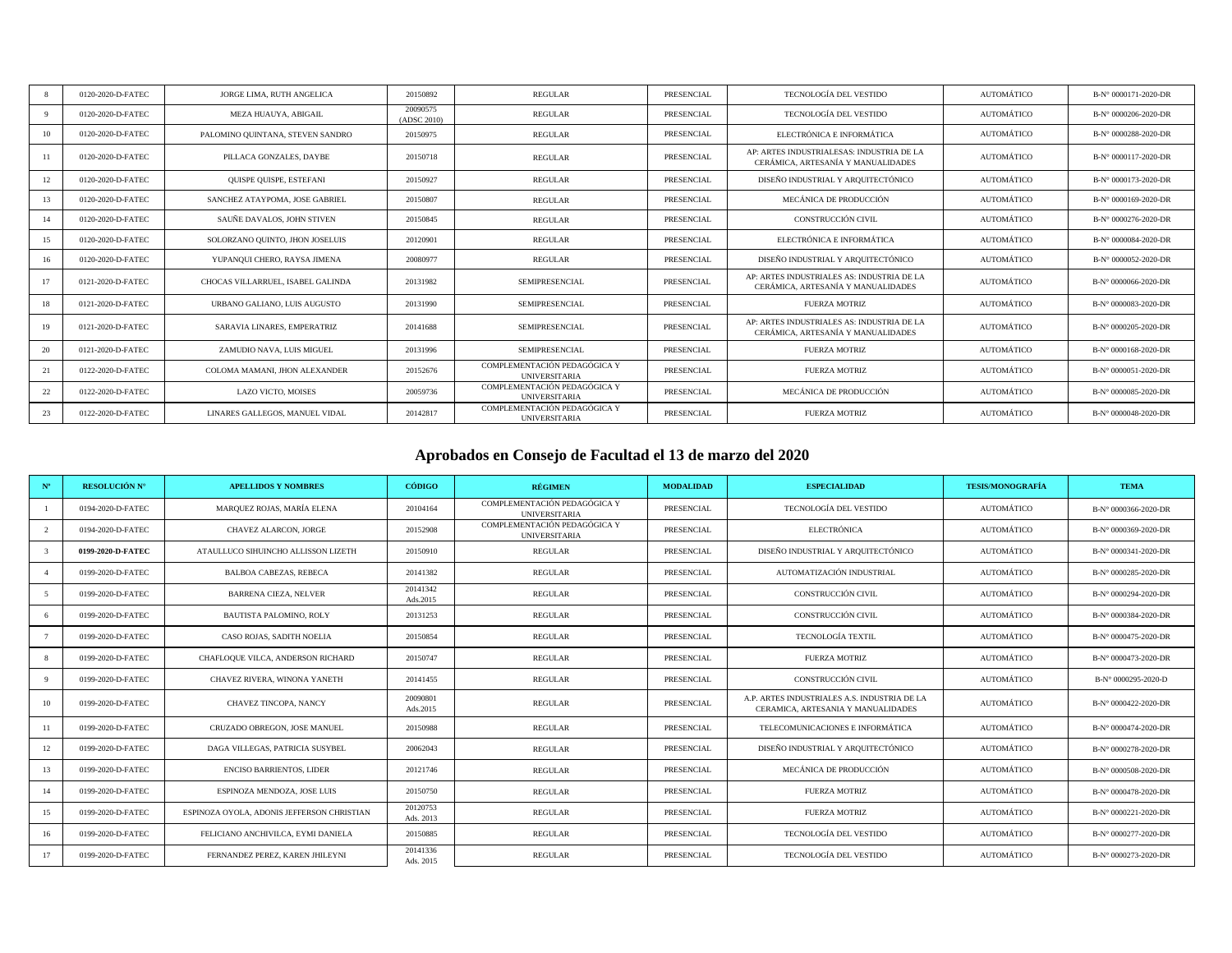| 8 | 0120-2020-D-FATEC | JORGE LIMA, RUTH ANGELICA | 20150892 | REGULAR | PRESENCIAL | TECNOLOGÍA DEL VESTIDO | AUTOMÁTICO | B-N° 0000171-2020-DR |
|---|---|---|---|---|---|---|---|---|
| 9 | 0120-2020-D-FATEC | MEZA HUAUYA, ABIGAIL | 20090575 (ADSC 2010) | REGULAR | PRESENCIAL | TECNOLOGÍA DEL VESTIDO | AUTOMÁTICO | B-N° 0000206-2020-DR |
| 10 | 0120-2020-D-FATEC | PALOMINO QUINTANA, STEVEN SANDRO | 20150975 | REGULAR | PRESENCIAL | ELECTRÓNICA E INFORMÁTICA | AUTOMÁTICO | B-N° 0000288-2020-DR |
| 11 | 0120-2020-D-FATEC | PILLACA GONZALES, DAYBE | 20150718 | REGULAR | PRESENCIAL | AP: ARTES INDUSTRIALESAS: INDUSTRIA DE LA CERÁMICA, ARTESANÍA Y MANUALIDADES | AUTOMÁTICO | B-N° 0000117-2020-DR |
| 12 | 0120-2020-D-FATEC | QUISPE QUISPE, ESTEFANI | 20150927 | REGULAR | PRESENCIAL | DISEÑO INDUSTRIAL Y ARQUITECTÓNICO | AUTOMÁTICO | B-N° 0000173-2020-DR |
| 13 | 0120-2020-D-FATEC | SANCHEZ ATAYPOMA, JOSE GABRIEL | 20150807 | REGULAR | PRESENCIAL | MECÁNICA DE PRODUCCIÓN | AUTOMÁTICO | B-N° 0000169-2020-DR |
| 14 | 0120-2020-D-FATEC | SAUÑE DAVALOS, JOHN STIVEN | 20150845 | REGULAR | PRESENCIAL | CONSTRUCCIÓN CIVIL | AUTOMÁTICO | B-N° 0000276-2020-DR |
| 15 | 0120-2020-D-FATEC | SOLORZANO QUINTO, JHON JOSELUIS | 20120901 | REGULAR | PRESENCIAL | ELECTRÓNICA E INFORMÁTICA | AUTOMÁTICO | B-N° 0000084-2020-DR |
| 16 | 0120-2020-D-FATEC | YUPANQUI CHERO, RAYSA JIMENA | 20080977 | REGULAR | PRESENCIAL | DISEÑO INDUSTRIAL Y ARQUITECTÓNICO | AUTOMÁTICO | B-N° 0000052-2020-DR |
| 17 | 0121-2020-D-FATEC | CHOCAS VILLARRUEL, ISABEL GALINDA | 20131982 | SEMIPRESENCIAL | PRESENCIAL | AP: ARTES INDUSTRIALES AS: INDUSTRIA DE LA CERÁMICA, ARTESANÍA Y MANUALIDADES | AUTOMÁTICO | B-N° 0000066-2020-DR |
| 18 | 0121-2020-D-FATEC | URBANO GALIANO, LUIS AUGUSTO | 20131990 | SEMIPRESENCIAL | PRESENCIAL | FUERZA MOTRIZ | AUTOMÁTICO | B-N° 0000083-2020-DR |
| 19 | 0121-2020-D-FATEC | SARAVIA LINARES, EMPERATRIZ | 20141688 | SEMIPRESENCIAL | PRESENCIAL | AP: ARTES INDUSTRIALES AS: INDUSTRIA DE LA CERÁMICA, ARTESANÍA Y MANUALIDADES | AUTOMÁTICO | B-N° 0000205-2020-DR |
| 20 | 0121-2020-D-FATEC | ZAMUDIO NAVA, LUIS MIGUEL | 20131996 | SEMIPRESENCIAL | PRESENCIAL | FUERZA MOTRIZ | AUTOMÁTICO | B-N° 0000168-2020-DR |
| 21 | 0122-2020-D-FATEC | COLOMA MAMANI, JHON ALEXANDER | 20152676 | COMPLEMENTACIÓN PEDAGÓGICA Y UNIVERSITARIA | PRESENCIAL | FUERZA MOTRIZ | AUTOMÁTICO | B-N° 0000051-2020-DR |
| 22 | 0122-2020-D-FATEC | LAZO VICTO, MOISES | 20059736 | COMPLEMENTACIÓN PEDAGÓGICA Y UNIVERSITARIA | PRESENCIAL | MECÁNICA DE PRODUCCIÓN | AUTOMÁTICO | B-N° 0000085-2020-DR |
| 23 | 0122-2020-D-FATEC | LINARES GALLEGOS, MANUEL VIDAL | 20142817 | COMPLEMENTACIÓN PEDAGÓGICA Y UNIVERSITARIA | PRESENCIAL | FUERZA MOTRIZ | AUTOMÁTICO | B-N° 0000048-2020-DR |

## Aprobados en Consejo de Facultad el 13 de marzo del 2020

| N° | RESOLUCIÓN N° | APELLIDOS Y NOMBRES | CÓDIGO | RÉGIMEN | MODALIDAD | ESPECIALIDAD | TESIS/MONOGRAFÍA | TEMA |
|---|---|---|---|---|---|---|---|---|
| 1 | 0194-2020-D-FATEC | MARQUEZ ROJAS, MARÍA ELENA | 20104164 | COMPLEMENTACIÓN PEDAGÓGICA Y UNIVERSITARIA | PRESENCIAL | TECNOLOGÍA DEL VESTIDO | AUTOMÁTICO | B-N° 0000366-2020-DR |
| 2 | 0194-2020-D-FATEC | CHAVEZ ALARCON, JORGE | 20152908 | COMPLEMENTACIÓN PEDAGÓGICA Y UNIVERSITARIA | PRESENCIAL | ELECTRÓNICA | AUTOMÁTICO | B-N° 0000369-2020-DR |
| 3 | **0199-2020-D-FATEC** | ATAULLUCO SIHUINCHO ALLISSON LIZETH | 20150910 | REGULAR | PRESENCIAL | DISEÑO INDUSTRIAL Y ARQUITECTÓNICO | AUTOMÁTICO | B-N° 0000341-2020-DR |
| 4 | 0199-2020-D-FATEC | BALBOA CABEZAS, REBECA | 20141382 | REGULAR | PRESENCIAL | AUTOMATIZACIÓN INDUSTRIAL | AUTOMÁTICO | B-N° 0000285-2020-DR |
| 5 | 0199-2020-D-FATEC | BARRENA CIEZA, NELVER | 20141342 Ads.2015 | REGULAR | PRESENCIAL | CONSTRUCCIÓN CIVIL | AUTOMÁTICO | B-N° 0000294-2020-DR |
| 6 | 0199-2020-D-FATEC | BAUTISTA PALOMINO, ROLY | 20131253 | REGULAR | PRESENCIAL | CONSTRUCCIÓN CIVIL | AUTOMÁTICO | B-N° 0000384-2020-DR |
| 7 | 0199-2020-D-FATEC | CASO ROJAS, SADITH NOELIA | 20150854 | REGULAR | PRESENCIAL | TECNOLOGÍA TEXTIL | AUTOMÁTICO | B-N° 0000475-2020-DR |
| 8 | 0199-2020-D-FATEC | CHAFLOQUE VILCA, ANDERSON RICHARD | 20150747 | REGULAR | PRESENCIAL | FUERZA MOTRIZ | AUTOMÁTICO | B-N° 0000473-2020-DR |
| 9 | 0199-2020-D-FATEC | CHAVEZ RIVERA, WINONA YANETH | 20141455 | REGULAR | PRESENCIAL | CONSTRUCCIÓN CIVIL | AUTOMÁTICO | B-N° 0000295-2020-D |
| 10 | 0199-2020-D-FATEC | CHAVEZ TINCOPA, NANCY | 20090801 Ads.2015 | REGULAR | PRESENCIAL | A.P. ARTES INDUSTRIALES A.S. INDUSTRIA DE LA CERAMICA, ARTESANIA Y MANUALIDADES | AUTOMÁTICO | B-N° 0000422-2020-DR |
| 11 | 0199-2020-D-FATEC | CRUZADO OBREGON, JOSE MANUEL | 20150988 | REGULAR | PRESENCIAL | TELECOMUNICACIONES E INFORMÁTICA | AUTOMÁTICO | B-N° 0000474-2020-DR |
| 12 | 0199-2020-D-FATEC | DAGA VILLEGAS, PATRICIA SUSYBEL | 20062043 | REGULAR | PRESENCIAL | DISEÑO INDUSTRIAL Y ARQUITECTÓNICO | AUTOMÁTICO | B-N° 0000278-2020-DR |
| 13 | 0199-2020-D-FATEC | ENCISO BARRIENTOS, LIDER | 20121746 | REGULAR | PRESENCIAL | MECÁNICA DE PRODUCCIÓN | AUTOMÁTICO | B-N° 0000508-2020-DR |
| 14 | 0199-2020-D-FATEC | ESPINOZA MENDOZA, JOSE LUIS | 20150750 | REGULAR | PRESENCIAL | FUERZA MOTRIZ | AUTOMÁTICO | B-N° 0000478-2020-DR |
| 15 | 0199-2020-D-FATEC | ESPINOZA OYOLA, ADONIS JEFFERSON CHRISTIAN | 20120753 Ads. 2013 | REGULAR | PRESENCIAL | FUERZA MOTRIZ | AUTOMÁTICO | B-N° 0000221-2020-DR |
| 16 | 0199-2020-D-FATEC | FELICIANO ANCHIVILCA, EYMI DANIELA | 20150885 | REGULAR | PRESENCIAL | TECNOLOGÍA DEL VESTIDO | AUTOMÁTICO | B-N° 0000277-2020-DR |
| 17 | 0199-2020-D-FATEC | FERNANDEZ PEREZ, KAREN JHILEYNI | 20141336 Ads. 2015 | REGULAR | PRESENCIAL | TECNOLOGÍA DEL VESTIDO | AUTOMÁTICO | B-N° 0000273-2020-DR |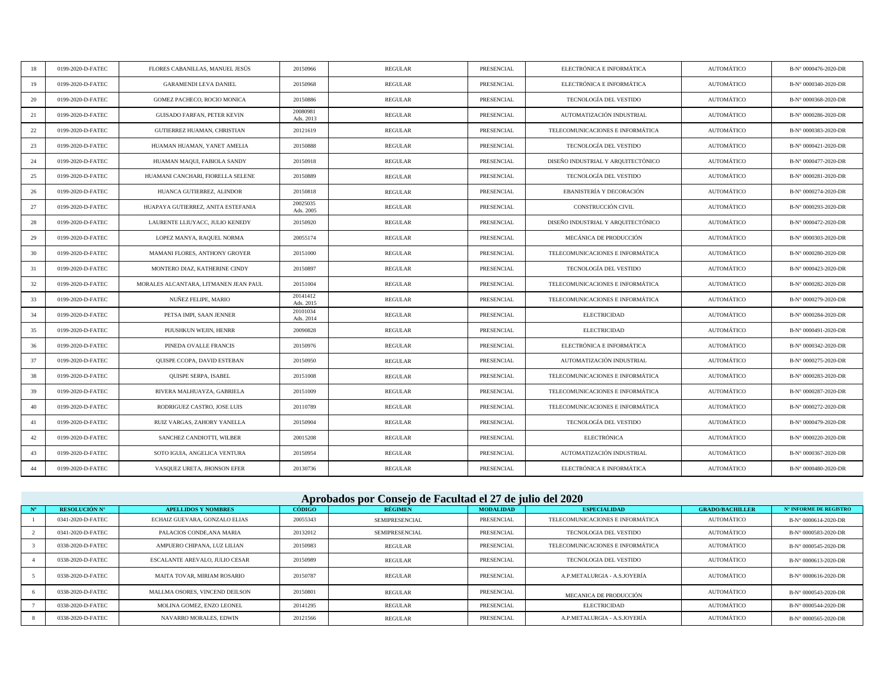| N° | RESOLUCIÓN N° | APELLIDOS Y NOMBRES | CÓDIGO | RÉGIMEN | MODALIDAD | ESPECIALIDAD | GRADO/BACHILLER | N° INFORME DE REGISTRO |
|---|---|---|---|---|---|---|---|---|
| 18 | 0199-2020-D-FATEC | FLORES CABANILLAS, MANUEL JESÚS | 20150966 | REGULAR | PRESENCIAL | ELECTRÓNICA E INFORMÁTICA | AUTOMÁTICO | B-N° 0000476-2020-DR |
| 19 | 0199-2020-D-FATEC | GARAMENDI LEVA DANIEL | 20150968 | REGULAR | PRESENCIAL | ELECTRÓNICA E INFORMÁTICA | AUTOMÁTICO | B-N° 0000340-2020-DR |
| 20 | 0199-2020-D-FATEC | GOMEZ PACHECO, ROCIO MONICA | 20150886 | REGULAR | PRESENCIAL | TECNOLOGÍA DEL VESTIDO | AUTOMÁTICO | B-N° 0000368-2020-DR |
| 21 | 0199-2020-D-FATEC | GUISADO FARFAN, PETER KEVIN | 20080981 Ads. 2013 | REGULAR | PRESENCIAL | AUTOMATIZACIÓN INDUSTRIAL | AUTOMÁTICO | B-N° 0000286-2020-DR |
| 22 | 0199-2020-D-FATEC | GUTIERREZ HUAMAN, CHRISTIAN | 20121619 | REGULAR | PRESENCIAL | TELECOMUNICACIONES E INFORMÁTICA | AUTOMÁTICO | B-N° 0000383-2020-DR |
| 23 | 0199-2020-D-FATEC | HUAMAN HUAMAN, YANET AMELIA | 20150888 | REGULAR | PRESENCIAL | TECNOLOGÍA DEL VESTIDO | AUTOMÁTICO | B-N° 0000421-2020-DR |
| 24 | 0199-2020-D-FATEC | HUAMAN MAQUI, FABIOLA SANDY | 20150918 | REGULAR | PRESENCIAL | DISEÑO INDUSTRIAL Y ARQUITECTÓNICO | AUTOMÁTICO | B-N° 0000477-2020-DR |
| 25 | 0199-2020-D-FATEC | HUAMANI CANCHARI, FIORELLA SELENE | 20150889 | REGULAR | PRESENCIAL | TECNOLOGÍA DEL VESTIDO | AUTOMÁTICO | B-N° 0000281-2020-DR |
| 26 | 0199-2020-D-FATEC | HUANCA GUTIERREZ, ALINDOR | 20150818 | REGULAR | PRESENCIAL | EBANISTERÍA Y DECORACIÓN | AUTOMÁTICO | B-N° 0000274-2020-DR |
| 27 | 0199-2020-D-FATEC | HUAPAYA GUTIERREZ, ANITA ESTEFANIA | 20025035 Ads. 2005 | REGULAR | PRESENCIAL | CONSTRUCCIÓN CIVIL | AUTOMÁTICO | B-N° 0000293-2020-DR |
| 28 | 0199-2020-D-FATEC | LAURENTE LLIUYACC, JULIO KENEDY | 20150920 | REGULAR | PRESENCIAL | DISEÑO INDUSTRIAL Y ARQUITECTÓNICO | AUTOMÁTICO | B-N° 0000472-2020-DR |
| 29 | 0199-2020-D-FATEC | LOPEZ MANYA, RAQUEL NORMA | 20055174 | REGULAR | PRESENCIAL | MECÁNICA DE PRODUCCIÓN | AUTOMÁTICO | B-N° 0000303-2020-DR |
| 30 | 0199-2020-D-FATEC | MAMANI FLORES, ANTHONY GROYER | 20151000 | REGULAR | PRESENCIAL | TELECOMUNICACIONES E INFORMÁTICA | AUTOMÁTICO | B-N° 0000280-2020-DR |
| 31 | 0199-2020-D-FATEC | MONTERO DIAZ, KATHERINE CINDY | 20150897 | REGULAR | PRESENCIAL | TECNOLOGÍA DEL VESTIDO | AUTOMÁTICO | B-N° 0000423-2020-DR |
| 32 | 0199-2020-D-FATEC | MORALES ALCANTARA, LITMANEN JEAN PAUL | 20151004 | REGULAR | PRESENCIAL | TELECOMUNICACIONES E INFORMÁTICA | AUTOMÁTICO | B-N° 0000282-2020-DR |
| 33 | 0199-2020-D-FATEC | NUÑEZ FELIPE, MARIO | 20141412 Ads. 2015 | REGULAR | PRESENCIAL | TELECOMUNICACIONES E INFORMÁTICA | AUTOMÁTICO | B-N° 0000279-2020-DR |
| 34 | 0199-2020-D-FATEC | PETSA IMPI, SAAN JENNER | 20101034 Ads. 2014 | REGULAR | PRESENCIAL | ELECTRICIDAD | AUTOMÁTICO | B-N° 0000284-2020-DR |
| 35 | 0199-2020-D-FATEC | PIJUSHKUN WEJIN, HENRR | 20090828 | REGULAR | PRESENCIAL | ELECTRICIDAD | AUTOMÁTICO | B-N° 0000491-2020-DR |
| 36 | 0199-2020-D-FATEC | PINEDA OVALLE FRANCIS | 20150976 | REGULAR | PRESENCIAL | ELECTRÓNICA E INFORMÁTICA | AUTOMÁTICO | B-N° 0000342-2020-DR |
| 37 | 0199-2020-D-FATEC | QUISPE CCOPA, DAVID ESTEBAN | 20150950 | REGULAR | PRESENCIAL | AUTOMATIZACIÓN INDUSTRIAL | AUTOMÁTICO | B-N° 0000275-2020-DR |
| 38 | 0199-2020-D-FATEC | QUISPE SERPA, ISABEL | 20151008 | REGULAR | PRESENCIAL | TELECOMUNICACIONES E INFORMÁTICA | AUTOMÁTICO | B-N° 0000283-2020-DR |
| 39 | 0199-2020-D-FATEC | RIVERA MALHUAYZA, GABRIELA | 20151009 | REGULAR | PRESENCIAL | TELECOMUNICACIONES E INFORMÁTICA | AUTOMÁTICO | B-N° 0000287-2020-DR |
| 40 | 0199-2020-D-FATEC | RODRIGUEZ CASTRO, JOSE LUIS | 20110789 | REGULAR | PRESENCIAL | TELECOMUNICACIONES E INFORMÁTICA | AUTOMÁTICO | B-N° 0000272-2020-DR |
| 41 | 0199-2020-D-FATEC | RUIZ VARGAS, ZAHORY YANELLA | 20150904 | REGULAR | PRESENCIAL | TECNOLOGÍA DEL VESTIDO | AUTOMÁTICO | B-N° 0000479-2020-DR |
| 42 | 0199-2020-D-FATEC | SANCHEZ CANDIOTTI, WILBER | 20015208 | REGULAR | PRESENCIAL | ELECTRÓNICA | AUTOMÁTICO | B-N° 0000220-2020-DR |
| 43 | 0199-2020-D-FATEC | SOTO IGUIA, ANGELICA VENTURA | 20150954 | REGULAR | PRESENCIAL | AUTOMATIZACIÓN INDUSTRIAL | AUTOMÁTICO | B-N° 0000367-2020-DR |
| 44 | 0199-2020-D-FATEC | VASQUEZ URETA, JHONSON EFER | 20130736 | REGULAR | PRESENCIAL | ELECTRÓNICA E INFORMÁTICA | AUTOMÁTICO | B-N° 0000480-2020-DR |

## Aprobados por Consejo de Facultad el 27 de julio del 2020

| N° | RESOLUCIÓN N° | APELLIDOS Y NOMBRES | CÓDIGO | RÉGIMEN | MODALIDAD | ESPECIALIDAD | GRADO/BACHILLER | N° INFORME DE REGISTRO |
|---|---|---|---|---|---|---|---|---|
| 1 | 0341-2020-D-FATEC | ECHAIZ GUEVARA, GONZALO ELIAS | 20055343 | SEMIPRESENCIAL | PRESENCIAL | TELECOMUNICACIONES E INFORMÁTICA | AUTOMÁTICO | B-N° 0000614-2020-DR |
| 2 | 0341-2020-D-FATEC | PALACIOS CONDE,ANA MARIA | 20132012 | SEMIPRESENCIAL | PRESENCIAL | TECNOLOGIA DEL VESTIDO | AUTOMÁTICO | B-N° 0000583-2020-DR |
| 3 | 0338-2020-D-FATEC | AMPUERO CHIPANA, LUZ LILIAN | 20150983 | REGULAR | PRESENCIAL | TELECOMUNICACIONES E INFORMÁTICA | AUTOMÁTICO | B-N° 0000545-2020-DR |
| 4 | 0338-2020-D-FATEC | ESCALANTE AREVALO, JULIO CESAR | 20150989 | REGULAR | PRESENCIAL | TECNOLOGIA DEL VESTIDO | AUTOMÁTICO | B-N° 0000613-2020-DR |
| 5 | 0338-2020-D-FATEC | MAITA TOVAR, MIRIAM ROSARIO | 20150787 | REGULAR | PRESENCIAL | A.P.METALURGIA - A.S.JOYERÍA | AUTOMÁTICO | B-N° 0000616-2020-DR |
| 6 | 0338-2020-D-FATEC | MALLMA OSORES, VINCEND DEILSON | 20150801 | REGULAR | PRESENCIAL | MECANICA DE PRODUCCIÓN | AUTOMÁTICO | B-N° 0000543-2020-DR |
| 7 | 0338-2020-D-FATEC | MOLINA GOMEZ, ENZO LEONEL | 20141295 | REGULAR | PRESENCIAL | ELECTRICIDAD | AUTOMÁTICO | B-N° 0000544-2020-DR |
| 8 | 0338-2020-D-FATEC | NAVARRO MORALES, EDWIN | 20121566 | REGULAR | PRESENCIAL | A.P.METALURGIA - A.S.JOYERÍA | AUTOMÁTICO | B-N° 0000565-2020-DR |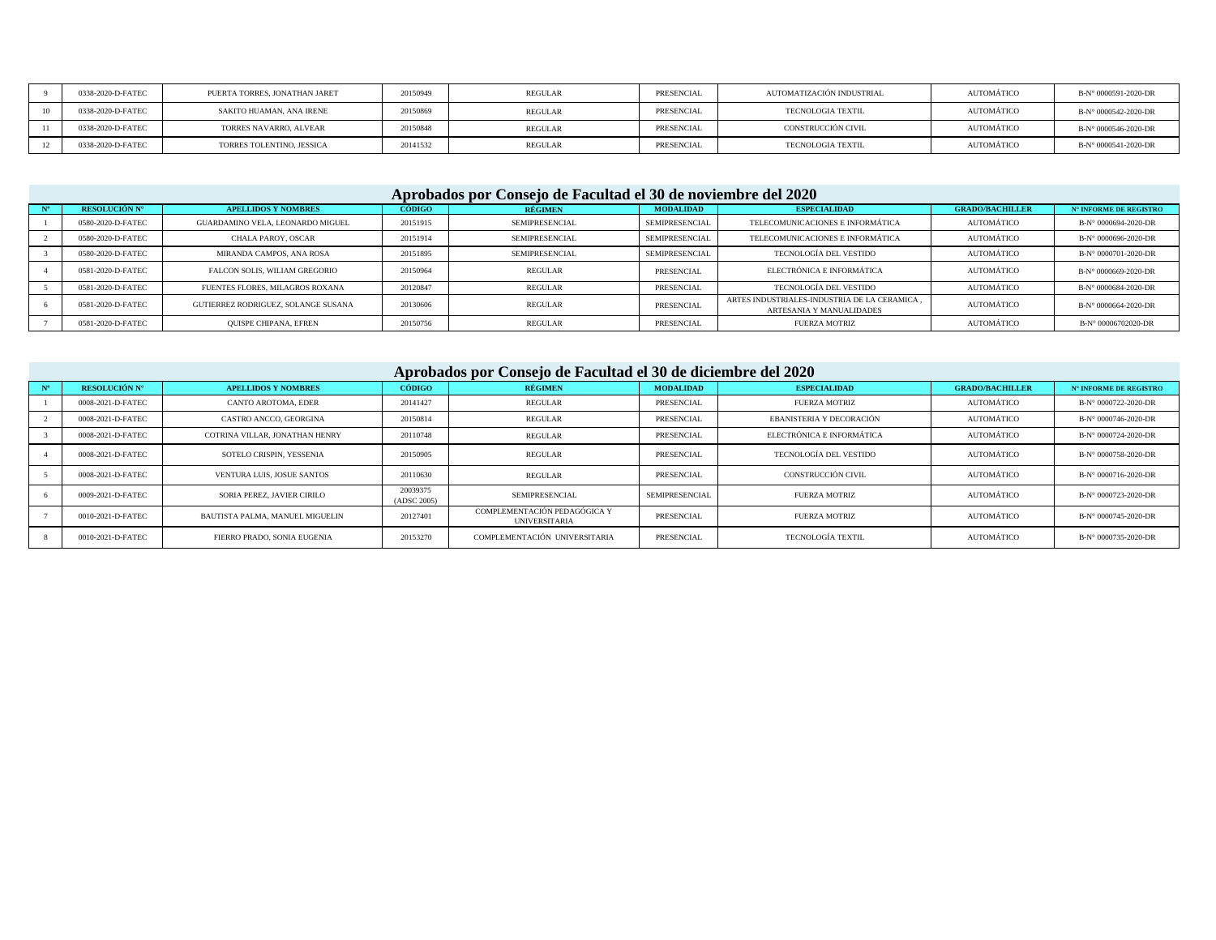| | | | | | | | | |
|---|---|---|---|---|---|---|---|---|
| 9 | 0338-2020-D-FATEC | PUERTA TORRES, JONATHAN JARET | 20150949 | REGULAR | PRESENCIAL | AUTOMATIZACIÓN INDUSTRIAL | AUTOMÁTICO | B-N° 0000591-2020-DR |
| 10 | 0338-2020-D-FATEC | SAKITO HUAMAN, ANA IRENE | 20150869 | REGULAR | PRESENCIAL | TECNOLOGIA TEXTIL | AUTOMÁTICO | B-N° 0000542-2020-DR |
| 11 | 0338-2020-D-FATEC | TORRES NAVARRO, ALVEAR | 20150848 | REGULAR | PRESENCIAL | CONSTRUCCIÓN CIVIL | AUTOMÁTICO | B-N° 0000546-2020-DR |
| 12 | 0338-2020-D-FATEC | TORRES TOLENTINO, JESSICA | 20141532 | REGULAR | PRESENCIAL | TECNOLOGIA TEXTIL | AUTOMÁTICO | B-N° 0000541-2020-DR |

## Aprobados por Consejo de Facultad el 30 de noviembre del 2020

| N° | RESOLUCIÓN N° | APELLIDOS Y NOMBRES | CÓDIGO | RÉGIMEN | MODALIDAD | ESPECIALIDAD | GRADO/BACHILLER | N° INFORME DE REGISTRO |
|---|---|---|---|---|---|---|---|---|
| 1 | 0580-2020-D-FATEC | GUARDAMINO VELA, LEONARDO MIGUEL | 20151915 | SEMIPRESENCIAL | SEMIPRESENCIAL | TELECOMUNICACIONES E INFORMÁTICA | AUTOMÁTICO | B-N° 0000694-2020-DR |
| 2 | 0580-2020-D-FATEC | CHALA PAROY, OSCAR | 20151914 | SEMIPRESENCIAL | SEMIPRESENCIAL | TELECOMUNICACIONES E INFORMÁTICA | AUTOMÁTICO | B-N° 0000696-2020-DR |
| 3 | 0580-2020-D-FATEC | MIRANDA CAMPOS, ANA ROSA | 20151895 | SEMIPRESENCIAL | SEMIPRESENCIAL | TECNOLOGÍA DEL VESTIDO | AUTOMÁTICO | B-N° 0000701-2020-DR |
| 4 | 0581-2020-D-FATEC | FALCON SOLIS, WILIAM GREGORIO | 20150964 | REGULAR | PRESENCIAL | ELECTRÓNICA E INFORMÁTICA | AUTOMÁTICO | B-N° 0000669-2020-DR |
| 5 | 0581-2020-D-FATEC | FUENTES FLORES, MILAGROS ROXANA | 20120847 | REGULAR | PRESENCIAL | TECNOLOGÍA DEL VESTIDO | AUTOMÁTICO | B-N° 0000684-2020-DR |
| 6 | 0581-2020-D-FATEC | GUTIERREZ RODRIGUEZ, SOLANGE SUSANA | 20130606 | REGULAR | PRESENCIAL | ARTES INDUSTRIALES-INDUSTRIA DE LA CERAMICA , ARTESANIA Y MANUALIDADES | AUTOMÁTICO | B-N° 0000664-2020-DR |
| 7 | 0581-2020-D-FATEC | QUISPE CHIPANA, EFREN | 20150756 | REGULAR | PRESENCIAL | FUERZA MOTRIZ | AUTOMÁTICO | B-N° 00006702020-DR |

## Aprobados por Consejo de Facultad el 30 de diciembre del 2020

| N° | RESOLUCIÓN N° | APELLIDOS Y NOMBRES | CÓDIGO | RÉGIMEN | MODALIDAD | ESPECIALIDAD | GRADO/BACHILLER | N° INFORME DE REGISTRO |
|---|---|---|---|---|---|---|---|---|
| 1 | 0008-2021-D-FATEC | CANTO AROTOMA, EDER | 20141427 | REGULAR | PRESENCIAL | FUERZA MOTRIZ | AUTOMÁTICO | B-N° 0000722-2020-DR |
| 2 | 0008-2021-D-FATEC | CASTRO ANCCO, GEORGINA | 20150814 | REGULAR | PRESENCIAL | EBANISTERIA Y DECORACIÓN | AUTOMÁTICO | B-N° 0000746-2020-DR |
| 3 | 0008-2021-D-FATEC | COTRINA VILLAR, JONATHAN HENRY | 20110748 | REGULAR | PRESENCIAL | ELECTRÓNICA E INFORMÁTICA | AUTOMÁTICO | B-N° 0000724-2020-DR |
| 4 | 0008-2021-D-FATEC | SOTELO CRISPIN, YESSENIA | 20150905 | REGULAR | PRESENCIAL | TECNOLOGÍA DEL VESTIDO | AUTOMÁTICO | B-N° 0000758-2020-DR |
| 5 | 0008-2021-D-FATEC | VENTURA LUIS, JOSUE SANTOS | 20110630 | REGULAR | PRESENCIAL | CONSTRUCCIÓN CIVIL | AUTOMÁTICO | B-N° 0000716-2020-DR |
| 6 | 0009-2021-D-FATEC | SORIA PEREZ, JAVIER CIRILO | 20039375 (ADSC 2005) | SEMIPRESENCIAL | SEMIPRESENCIAL | FUERZA MOTRIZ | AUTOMÁTICO | B-N° 0000723-2020-DR |
| 7 | 0010-2021-D-FATEC | BAUTISTA PALMA, MANUEL MIGUELIN | 20127401 | COMPLEMENTACIÓN PEDAGÓGICA Y UNIVERSITARIA | PRESENCIAL | FUERZA MOTRIZ | AUTOMÁTICO | B-N° 0000745-2020-DR |
| 8 | 0010-2021-D-FATEC | FIERRO PRADO, SONIA EUGENIA | 20153270 | COMPLEMENTACIÓN UNIVERSITARIA | PRESENCIAL | TECNOLOGÍA TEXTIL | AUTOMÁTICO | B-N° 0000735-2020-DR |